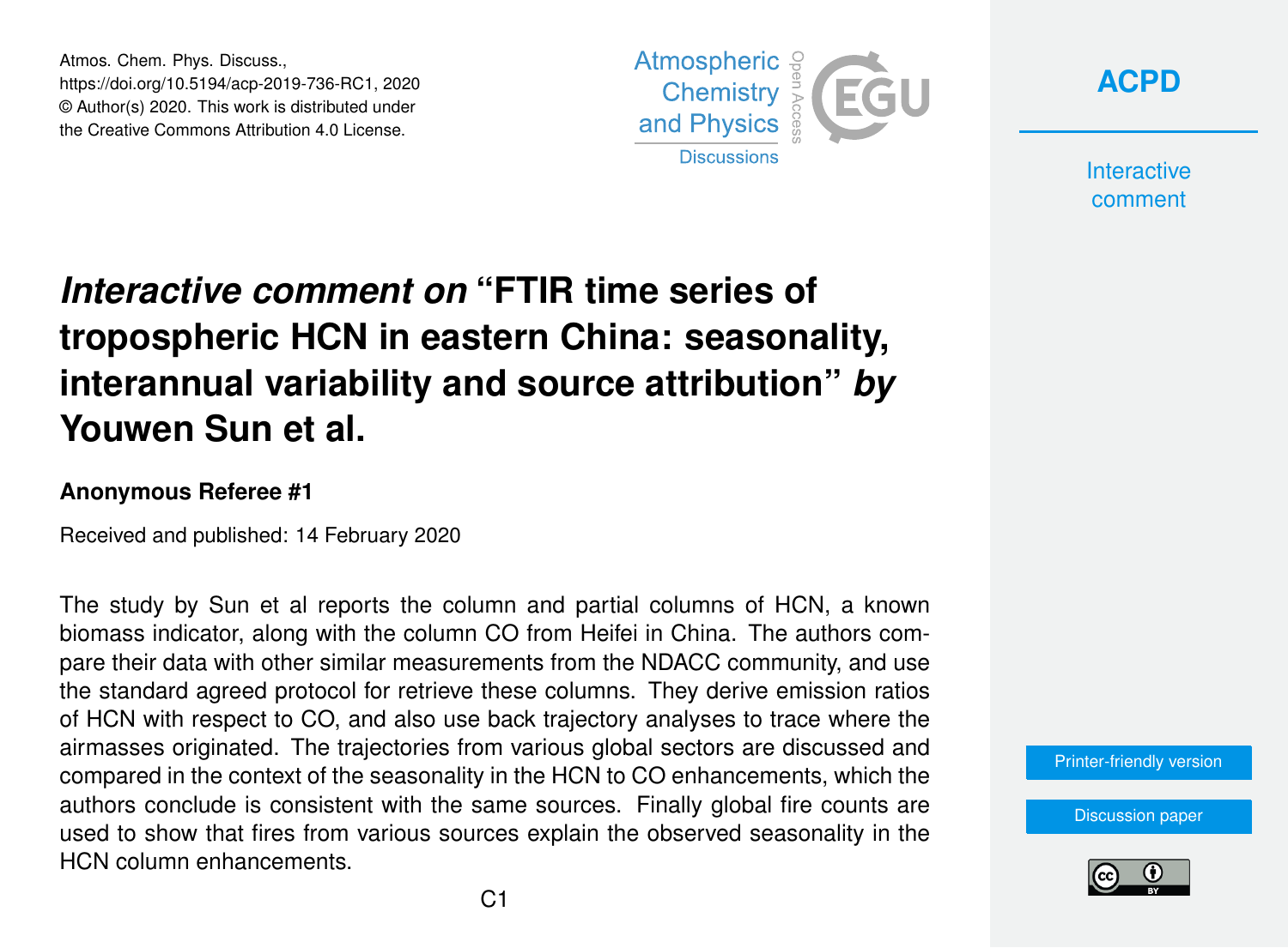Atmos. Chem. Phys. Discuss.,
https://doi.org/10.5194/acp-2019-736-RC1, 2020
© Author(s) 2020. This work is distributed under
the Creative Commons Attribution 4.0 License.

# *Interactive comment on* "FTIR time series of tropospheric HCN in eastern China: seasonality, interannual variability and source attribution" *by* Youwen Sun et al.

### Anonymous Referee #1

Received and published: 14 February 2020

The study by Sun et al reports the column and partial columns of HCN, a known biomass indicator, along with the column CO from Hefei in China. The authors compare their data with other similar measurements from the NDACC community, and use the standard agreed protocol for retrieve these columns. They derive emission ratios of HCN with respect to CO, and also use back trajectory analyses to trace where the airmasses originated. The trajectories from various global sectors are discussed and compared in the context of the seasonality in the HCN to CO enhancements, which the authors conclude is consistent with the same sources. Finally global fire counts are used to show that fires from various sources explain the observed seasonality in the HCN column enhancements.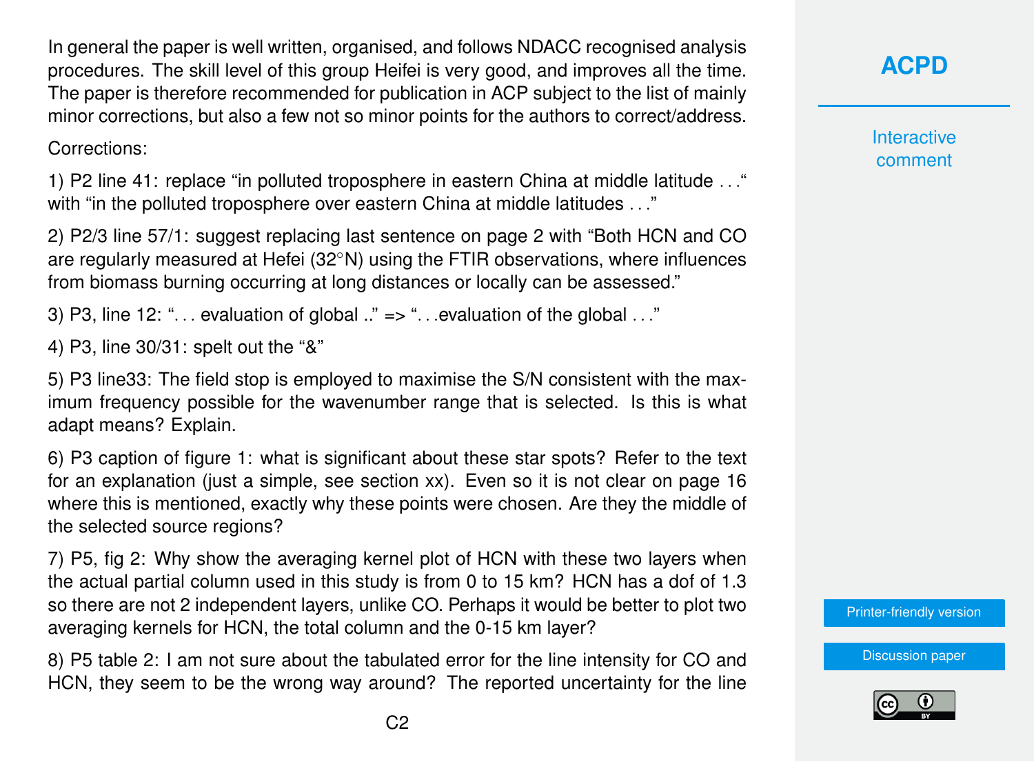In general the paper is well written, organised, and follows NDACC recognised analysis procedures. The skill level of this group Heifei is very good, and improves all the time. The paper is therefore recommended for publication in ACP subject to the list of mainly minor corrections, but also a few not so minor points for the authors to correct/address.

Corrections:

1) P2 line 41: replace "in polluted troposphere in eastern China at middle latitude . . ." with "in the polluted troposphere over eastern China at middle latitudes . . ."

2) P2/3 line 57/1: suggest replacing last sentence on page 2 with "Both HCN and CO are regularly measured at Hefei (32°N) using the FTIR observations, where influences from biomass burning occurring at long distances or locally can be assessed."

3) P3, line 12: ". . . evaluation of global .." => ". . .evaluation of the global . . ."

4) P3, line 30/31: spelt out the "&"

5) P3 line33: The field stop is employed to maximise the S/N consistent with the maximum frequency possible for the wavenumber range that is selected. Is this is what adapt means? Explain.

6) P3 caption of figure 1: what is significant about these star spots? Refer to the text for an explanation (just a simple, see section xx). Even so it is not clear on page 16 where this is mentioned, exactly why these points were chosen. Are they the middle of the selected source regions?

7) P5, fig 2: Why show the averaging kernel plot of HCN with these two layers when the actual partial column used in this study is from 0 to 15 km? HCN has a dof of 1.3 so there are not 2 independent layers, unlike CO. Perhaps it would be better to plot two averaging kernels for HCN, the total column and the 0-15 km layer?

8) P5 table 2: I am not sure about the tabulated error for the line intensity for CO and HCN, they seem to be the wrong way around? The reported uncertainty for the line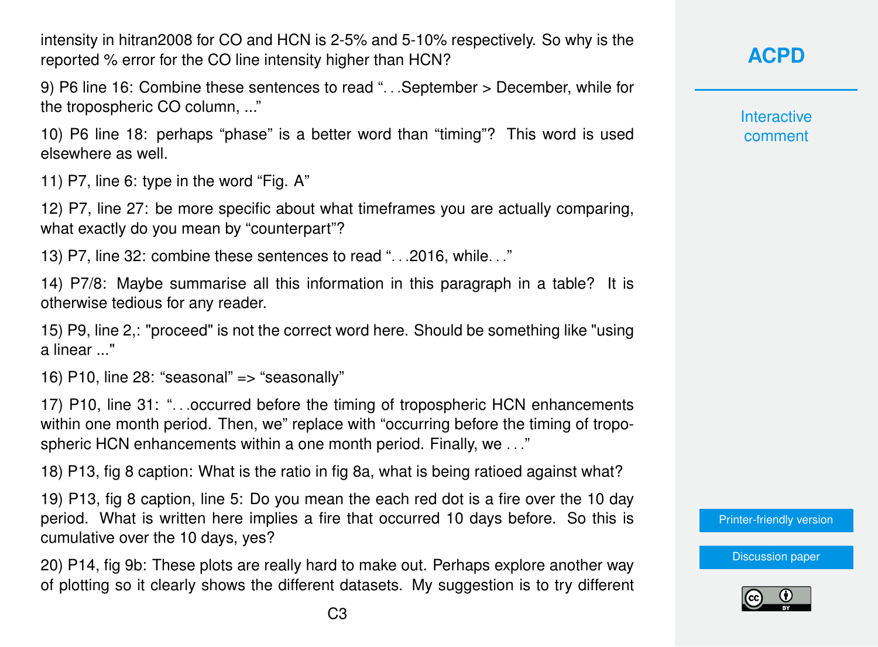intensity in hitran2008 for CO and HCN is 2-5% and 5-10% respectively. So why is the reported % error for the CO line intensity higher than HCN?

9) P6 line 16: Combine these sentences to read "…September > December, while for the tropospheric CO column, ..."

10) P6 line 18: perhaps "phase" is a better word than "timing"? This word is used elsewhere as well.

11) P7, line 6: type in the word "Fig. A"

12) P7, line 27: be more specific about what timeframes you are actually comparing, what exactly do you mean by "counterpart"?

13) P7, line 32: combine these sentences to read "…2016, while…"

14) P7/8: Maybe summarise all this information in this paragraph in a table? It is otherwise tedious for any reader.

15) P9, line 2,: "proceed" is not the correct word here. Should be something like "using a linear ..."

16) P10, line 28: "seasonal" => "seasonally"

17) P10, line 31: "…occurred before the timing of tropospheric HCN enhancements within one month period. Then, we" replace with "occurring before the timing of tropospheric HCN enhancements within a one month period. Finally, we …"

18) P13, fig 8 caption: What is the ratio in fig 8a, what is being ratioed against what?

19) P13, fig 8 caption, line 5: Do you mean the each red dot is a fire over the 10 day period. What is written here implies a fire that occurred 10 days before. So this is cumulative over the 10 days, yes?

20) P14, fig 9b: These plots are really hard to make out. Perhaps explore another way of plotting so it clearly shows the different datasets. My suggestion is to try different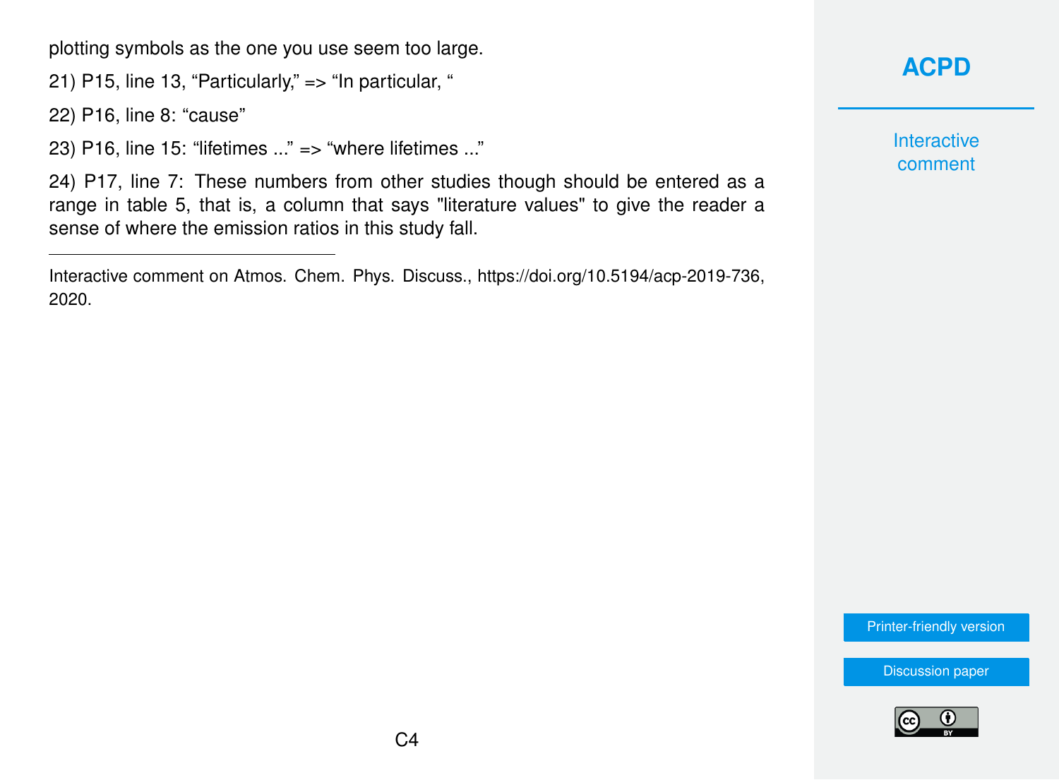plotting symbols as the one you use seem too large.

21) P15, line 13, “Particularly,” => “In particular, “

22) P16, line 8: “cause”

23) P16, line 15: “lifetimes ...” => “where lifetimes ...”

24) P17, line 7: These numbers from other studies though should be entered as a range in table 5, that is, a column that says "literature values" to give the reader a sense of where the emission ratios in this study fall.

---

Interactive comment on Atmos. Chem. Phys. Discuss., https://doi.org/10.5194/acp-2019-736, 2020.